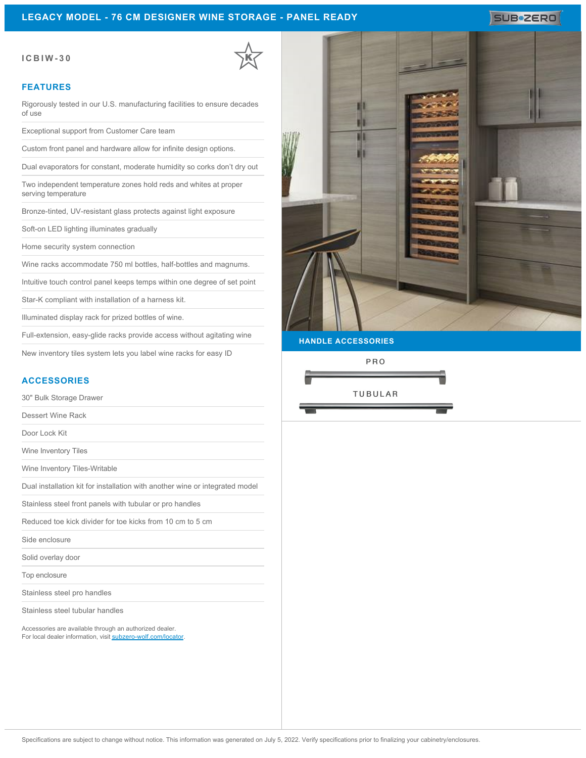# LEGACY MODEL - 76 CM DESIGNER WINE STORAGE - PANEL READY

**ICBIW-30**

## FEATURES

- Rigorously tested in our U.S. manufacturing facilities to ensure decades of use
- Exceptional support from Customer Care team
- Custom front panel and hardware allow for infinite design options.
- Dual evaporators for constant, moderate humidity so corks don't dry out
- Two independent temperature zones hold reds and whites at proper serving temperature
- Bronze-tinted, UV-resistant glass protects against light exposure
- Soft-on LED lighting illuminates gradually
- Home security system connection
- Wine racks accommodate 750 ml bottles, half-bottles and magnums.
- Intuitive touch control panel keeps temps within one degree of set point
- Star-K compliant with installation of a harness kit.
- Illuminated display rack for prized bottles of wine.
- Full-extension, easy-glide racks provide access without agitating wine
- New inventory tiles system lets you label wine racks for easy ID

## ACCESSORIES

- 30" Bulk Storage Drawer
- Dessert Wine Rack
- Door Lock Kit
- Wine Inventory Tiles
- Wine Inventory Tiles-Writable
- Dual installation kit for installation with another wine or integrated model
- Stainless steel front panels with tubular or pro handles
- Reduced toe kick divider for toe kicks from 10 cm to 5 cm
- Side enclosure
- Solid overlay door
- Top enclosure
- Stainless steel pro handles
- Stainless steel tubular handles

Accessories are available through an authorized dealer.
For local dealer information, visit subzero-wolf.com/locator.

## HANDLE ACCESSORIES

PRO

TUBULAR

Specifications are subject to change without notice. This information was generated on July 5, 2022. Verify specifications prior to finalizing your cabinetry/enclosures.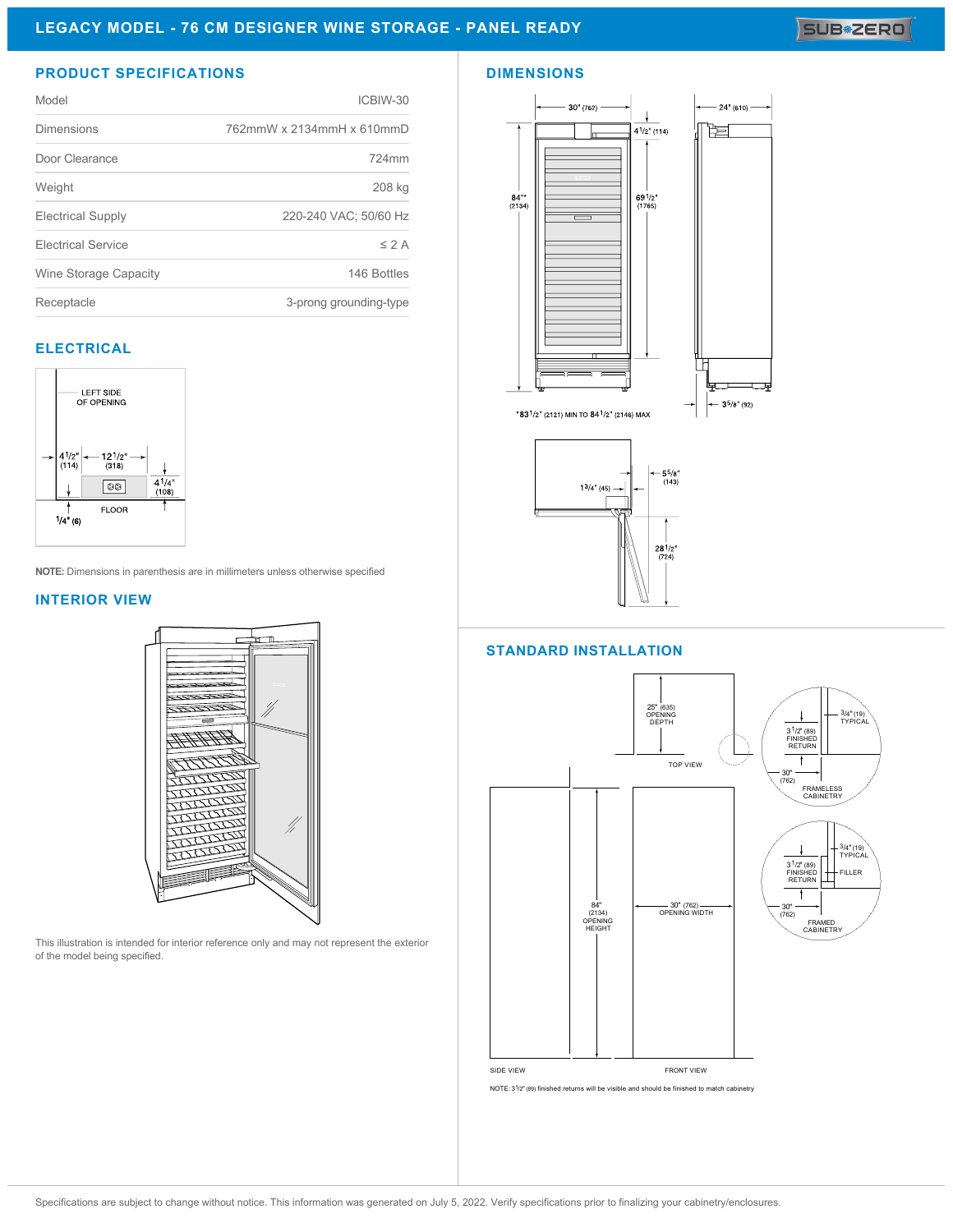# LEGACY MODEL - 76 CM DESIGNER WINE STORAGE - PANEL READY

## PRODUCT SPECIFICATIONS

| | |
|---|---|
| Model | ICBIW-30 |
| Dimensions | 762mmW x 2134mmH x 610mmD |
| Door Clearance | 724mm |
| Weight | 208 kg |
| Electrical Supply | 220-240 VAC; 50/60 Hz |
| Electrical Service | ≤ 2 A |
| Wine Storage Capacity | 146 Bottles |
| Receptacle | 3-prong grounding-type |

## ELECTRICAL

LEFT SIDE OF OPENING

4 1/2" (114)

12 1/2" (318)

4 1/4" (108)

FLOOR

1/4" (6)

**NOTE:** Dimensions in parenthesis are in millimeters unless otherwise specified

## INTERIOR VIEW

This illustration is intended for interior reference only and may not represent the exterior of the model being specified.

## DIMENSIONS

30" (762)

4 1/2" (114)

24" (610)

84"* (2134)

69 1/2" (1765)

3 5/8" (92)

*83 1/2" (2121) MIN TO 84 1/2" (2146) MAX

1 3/4" (45)

5 5/8" (143)

28 1/2" (724)

## STANDARD INSTALLATION

25" (635) OPENING DEPTH

TOP VIEW

3/4" (19) TYPICAL

3 1/2" (89) FINISHED RETURN

30" (762)

FRAMELESS CABINETRY

3/4" (19) TYPICAL

3 1/2" (89) FINISHED RETURN

FILLER

30" (762)

FRAMED CABINETRY

84" (2134) OPENING HEIGHT

30" (762) OPENING WIDTH

SIDE VIEW

FRONT VIEW

NOTE: 3 1/2" (89) finished returns will be visible and should be finished to match cabinetry

Specifications are subject to change without notice. This information was generated on July 5, 2022. Verify specifications prior to finalizing your cabinetry/enclosures.